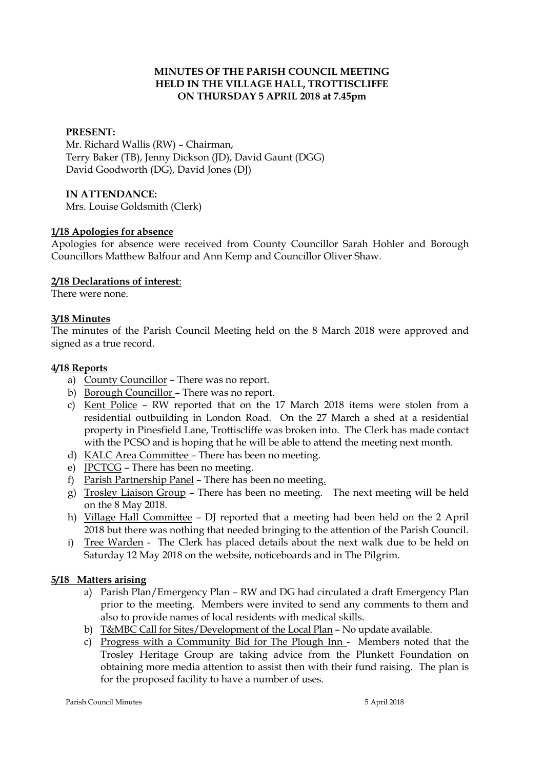**MINUTES OF THE PARISH COUNCIL MEETING**
**HELD IN THE VILLAGE HALL, TROTTISCLIFFE**
**ON THURSDAY 5 APRIL 2018 at 7.45pm**

**PRESENT:**
Mr. Richard Wallis (RW) – Chairman,
Terry Baker (TB), Jenny Dickson (JD), David Gaunt (DGG)
David Goodworth (DG), David Jones (DJ)

**IN ATTENDANCE:**
Mrs. Louise Goldsmith (Clerk)

**1/18 Apologies for absence**

Apologies for absence were received from County Councillor Sarah Hohler and Borough Councillors Matthew Balfour and Ann Kemp and Councillor Oliver Shaw.

**2/18 Declarations of interest**:

There were none.

**3/18 Minutes**

The minutes of the Parish Council Meeting held on the 8 March 2018 were approved and signed as a true record.

**4/18 Reports**

a) County Councillor – There was no report.
b) Borough Councillor – There was no report.
c) Kent Police – RW reported that on the 17 March 2018 items were stolen from a residential outbuilding in London Road. On the 27 March a shed at a residential property in Pinesfield Lane, Trottiscliffe was broken into. The Clerk has made contact with the PCSO and is hoping that he will be able to attend the meeting next month.
d) KALC Area Committee – There has been no meeting.
e) JPCTCG – There has been no meeting.
f) Parish Partnership Panel – There has been no meeting.
g) Trosley Liaison Group – There has been no meeting. The next meeting will be held on the 8 May 2018.
h) Village Hall Committee – DJ reported that a meeting had been held on the 2 April 2018 but there was nothing that needed bringing to the attention of the Parish Council.
i) Tree Warden - The Clerk has placed details about the next walk due to be held on Saturday 12 May 2018 on the website, noticeboards and in The Pilgrim.

**5/18 Matters arising**

a) Parish Plan/Emergency Plan – RW and DG had circulated a draft Emergency Plan prior to the meeting. Members were invited to send any comments to them and also to provide names of local residents with medical skills.
b) T&MBC Call for Sites/Development of the Local Plan – No update available.
c) Progress with a Community Bid for The Plough Inn - Members noted that the Trosley Heritage Group are taking advice from the Plunkett Foundation on obtaining more media attention to assist then with their fund raising. The plan is for the proposed facility to have a number of uses.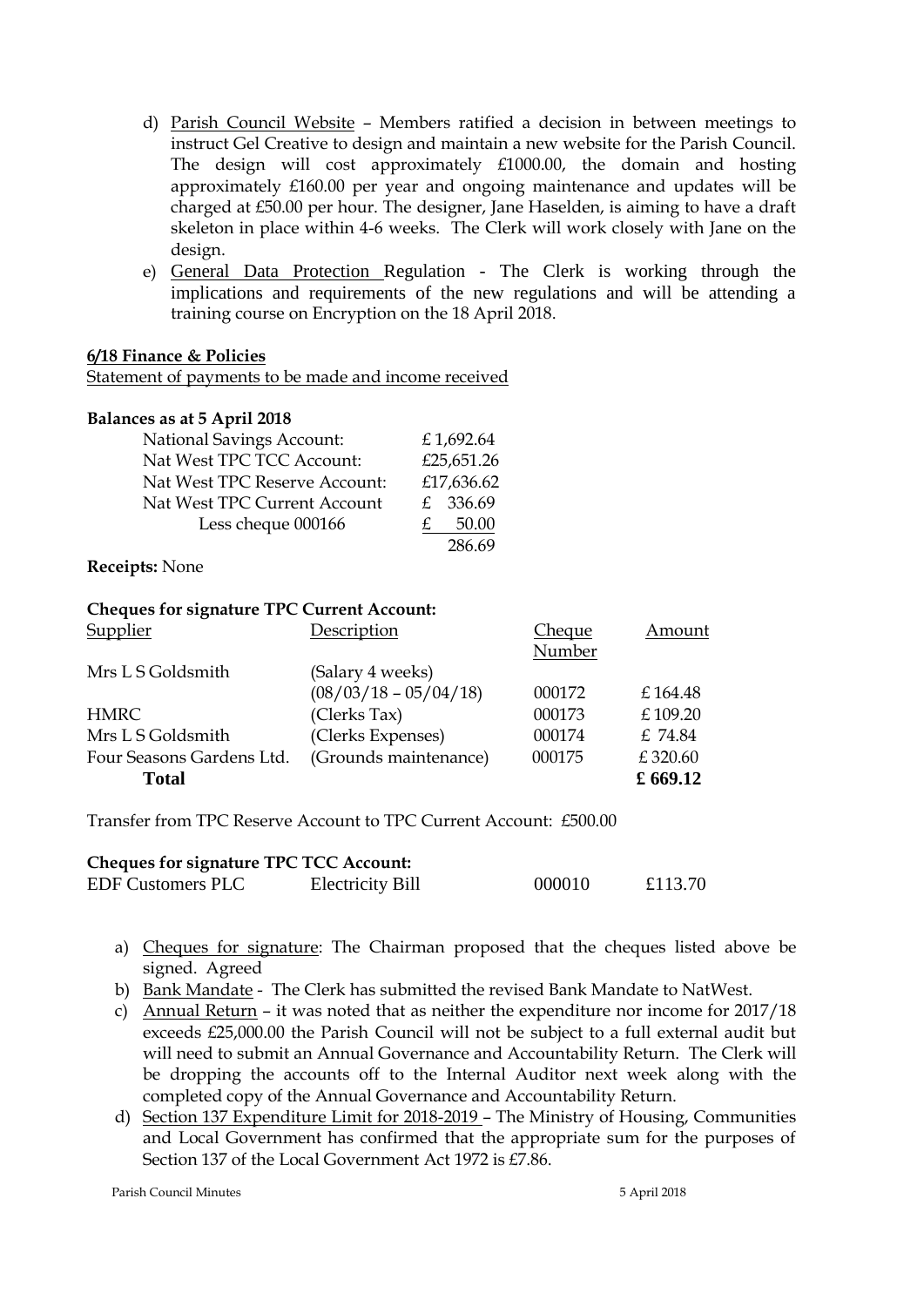d) Parish Council Website – Members ratified a decision in between meetings to instruct Gel Creative to design and maintain a new website for the Parish Council. The design will cost approximately £1000.00, the domain and hosting approximately £160.00 per year and ongoing maintenance and updates will be charged at £50.00 per hour. The designer, Jane Haselden, is aiming to have a draft skeleton in place within 4-6 weeks. The Clerk will work closely with Jane on the design.

e) General Data Protection Regulation - The Clerk is working through the implications and requirements of the new regulations and will be attending a training course on Encryption on the 18 April 2018.

**6/18 Finance & Policies**

Statement of payments to be made and income received

**Balances as at 5 April 2018**

| | |
|---|---|
| National Savings Account: | £ 1,692.64 |
| Nat West TPC TCC Account: | £25,651.26 |
| Nat West TPC Reserve Account: | £17,636.62 |
| Nat West TPC Current Account | £ 336.69 |
| Less cheque 000166 | £ 50.00 |
| | 286.69 |

**Receipts:** None

**Cheques for signature TPC Current Account:**

| Supplier | Description | Cheque Number | Amount |
|---|---|---|---|
| Mrs L S Goldsmith | (Salary 4 weeks) (08/03/18 – 05/04/18) | 000172 | £ 164.48 |
| HMRC | (Clerks Tax) | 000173 | £ 109.20 |
| Mrs L S Goldsmith | (Clerks Expenses) | 000174 | £ 74.84 |
| Four Seasons Gardens Ltd. | (Grounds maintenance) | 000175 | £ 320.60 |
| **Total** | | | **£ 669.12** |

Transfer from TPC Reserve Account to TPC Current Account: £500.00

**Cheques for signature TPC TCC Account:**

| | | | |
|---|---|---|---|
| EDF Customers PLC | Electricity Bill | 000010 | £113.70 |

a) Cheques for signature: The Chairman proposed that the cheques listed above be signed. Agreed

b) Bank Mandate - The Clerk has submitted the revised Bank Mandate to NatWest.

c) Annual Return – it was noted that as neither the expenditure nor income for 2017/18 exceeds £25,000.00 the Parish Council will not be subject to a full external audit but will need to submit an Annual Governance and Accountability Return. The Clerk will be dropping the accounts off to the Internal Auditor next week along with the completed copy of the Annual Governance and Accountability Return.

d) Section 137 Expenditure Limit for 2018-2019 – The Ministry of Housing, Communities and Local Government has confirmed that the appropriate sum for the purposes of Section 137 of the Local Government Act 1972 is £7.86.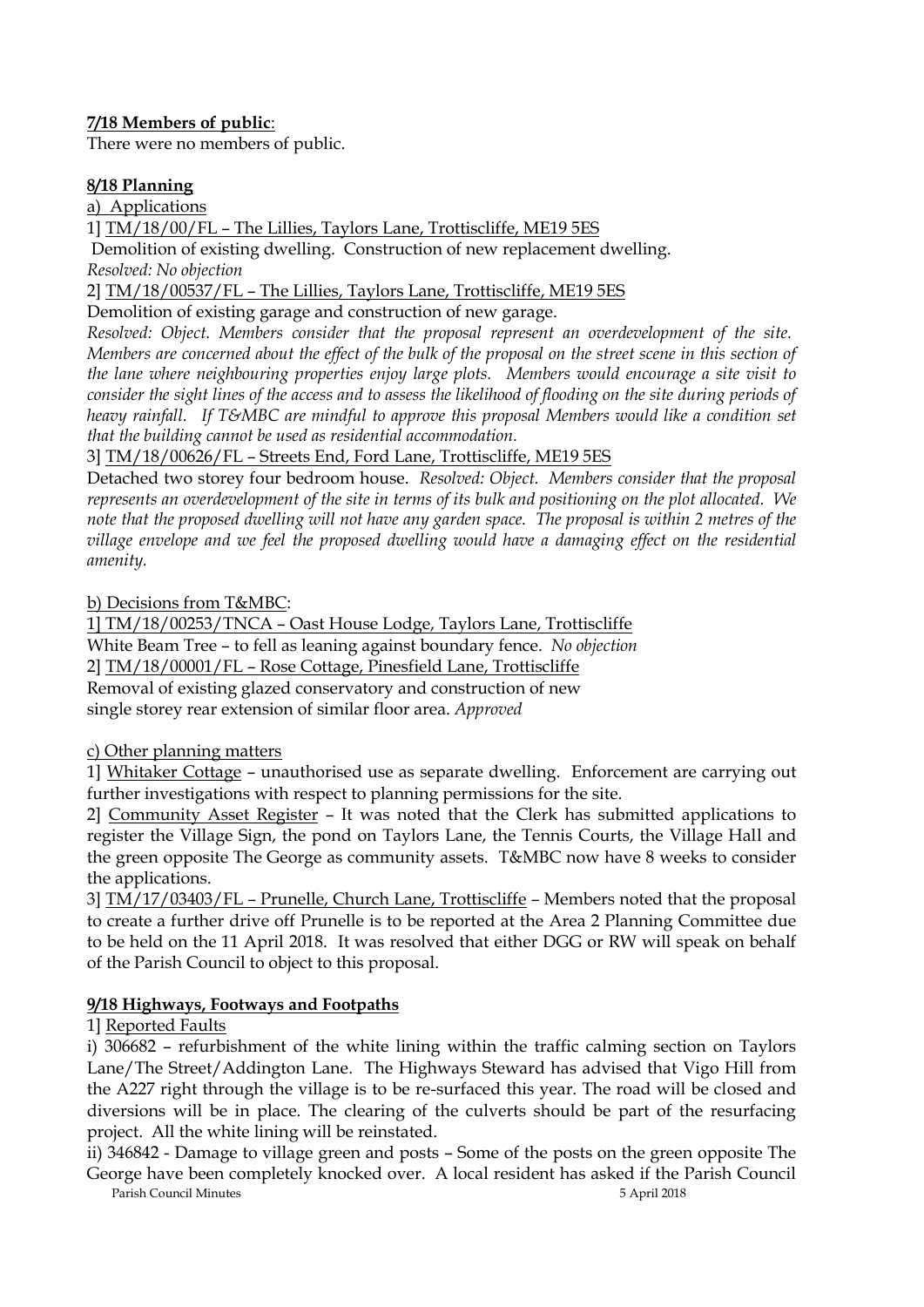**<u>7/18 Members of public</u>**:
There were no members of public.

**<u>8/18 Planning</u>**

<u>a) Applications</u>

1] <u>TM/18/00/FL – The Lillies, Taylors Lane, Trottiscliffe, ME19 5ES</u>
Demolition of existing dwelling. Construction of new replacement dwelling.
*Resolved: No objection*

2] <u>TM/18/00537/FL – The Lillies, Taylors Lane, Trottiscliffe, ME19 5ES</u>
Demolition of existing garage and construction of new garage.
*Resolved: Object. Members consider that the proposal represent an overdevelopment of the site. Members are concerned about the effect of the bulk of the proposal on the street scene in this section of the lane where neighbouring properties enjoy large plots. Members would encourage a site visit to consider the sight lines of the access and to assess the likelihood of flooding on the site during periods of heavy rainfall. If T&MBC are mindful to approve this proposal Members would like a condition set that the building cannot be used as residential accommodation.*

3] <u>TM/18/00626/FL – Streets End, Ford Lane, Trottiscliffe, ME19 5ES</u>
Detached two storey four bedroom house. *Resolved: Object. Members consider that the proposal represents an overdevelopment of the site in terms of its bulk and positioning on the plot allocated. We note that the proposed dwelling will not have any garden space. The proposal is within 2 metres of the village envelope and we feel the proposed dwelling would have a damaging effect on the residential amenity.*

<u>b) Decisions from T&MBC</u>:

1] <u>TM/18/00253/TNCA – Oast House Lodge, Taylors Lane, Trottiscliffe</u>
White Beam Tree – to fell as leaning against boundary fence. *No objection*

2] <u>TM/18/00001/FL – Rose Cottage, Pinesfield Lane, Trottiscliffe</u>
Removal of existing glazed conservatory and construction of new single storey rear extension of similar floor area. *Approved*

<u>c) Other planning matters</u>

1] <u>Whitaker Cottage</u> – unauthorised use as separate dwelling. Enforcement are carrying out further investigations with respect to planning permissions for the site.

2] <u>Community Asset Register</u> – It was noted that the Clerk has submitted applications to register the Village Sign, the pond on Taylors Lane, the Tennis Courts, the Village Hall and the green opposite The George as community assets. T&MBC now have 8 weeks to consider the applications.

3] <u>TM/17/03403/FL – Prunelle, Church Lane, Trottiscliffe</u> – Members noted that the proposal to create a further drive off Prunelle is to be reported at the Area 2 Planning Committee due to be held on the 11 April 2018. It was resolved that either DGG or RW will speak on behalf of the Parish Council to object to this proposal.

**<u>9/18 Highways, Footways and Footpaths</u>**

1] <u>Reported Faults</u>

i) 306682 – refurbishment of the white lining within the traffic calming section on Taylors Lane/The Street/Addington Lane. The Highways Steward has advised that Vigo Hill from the A227 right through the village is to be re-surfaced this year. The road will be closed and diversions will be in place. The clearing of the culverts should be part of the resurfacing project. All the white lining will be reinstated.

ii) 346842 - Damage to village green and posts – Some of the posts on the green opposite The George have been completely knocked over. A local resident has asked if the Parish Council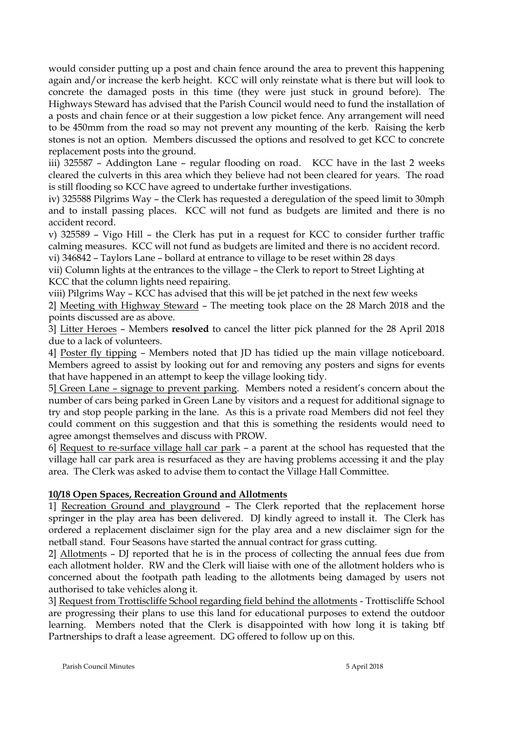would consider putting up a post and chain fence around the area to prevent this happening again and/or increase the kerb height. KCC will only reinstate what is there but will look to concrete the damaged posts in this time (they were just stuck in ground before). The Highways Steward has advised that the Parish Council would need to fund the installation of a posts and chain fence or at their suggestion a low picket fence. Any arrangement will need to be 450mm from the road so may not prevent any mounting of the kerb. Raising the kerb stones is not an option. Members discussed the options and resolved to get KCC to concrete replacement posts into the ground.

iii) 325587 – Addington Lane – regular flooding on road. KCC have in the last 2 weeks cleared the culverts in this area which they believe had not been cleared for years. The road is still flooding so KCC have agreed to undertake further investigations.

iv) 325588 Pilgrims Way – the Clerk has requested a deregulation of the speed limit to 30mph and to install passing places. KCC will not fund as budgets are limited and there is no accident record.

v) 325589 – Vigo Hill – the Clerk has put in a request for KCC to consider further traffic calming measures. KCC will not fund as budgets are limited and there is no accident record.

vi) 346842 – Taylors Lane – bollard at entrance to village to be reset within 28 days

vii) Column lights at the entrances to the village – the Clerk to report to Street Lighting at KCC that the column lights need repairing.

viii) Pilgrims Way – KCC has advised that this will be jet patched in the next few weeks

2] <u>Meeting with Highway Steward</u> – The meeting took place on the 28 March 2018 and the points discussed are as above.

3] <u>Litter Heroes</u> – Members **resolved** to cancel the litter pick planned for the 28 April 2018 due to a lack of volunteers.

4] <u>Poster fly tipping</u> – Members noted that JD has tidied up the main village noticeboard. Members agreed to assist by looking out for and removing any posters and signs for events that have happened in an attempt to keep the village looking tidy.

5] <u>Green Lane – signage to prevent parking</u>. Members noted a resident's concern about the number of cars being parked in Green Lane by visitors and a request for additional signage to try and stop people parking in the lane. As this is a private road Members did not feel they could comment on this suggestion and that this is something the residents would need to agree amongst themselves and discuss with PROW.

6] <u>Request to re-surface village hall car park</u> – a parent at the school has requested that the village hall car park area is resurfaced as they are having problems accessing it and the play area. The Clerk was asked to advise them to contact the Village Hall Committee.

## <u>10/18 Open Spaces, Recreation Ground and Allotments</u>

1] <u>Recreation Ground and playground</u> – The Clerk reported that the replacement horse springer in the play area has been delivered. DJ kindly agreed to install it. The Clerk has ordered a replacement disclaimer sign for the play area and a new disclaimer sign for the netball stand. Four Seasons have started the annual contract for grass cutting.

2] <u>Allotments</u> – DJ reported that he is in the process of collecting the annual fees due from each allotment holder. RW and the Clerk will liaise with one of the allotment holders who is concerned about the footpath path leading to the allotments being damaged by users not authorised to take vehicles along it.

3] <u>Request from Trottiscliffe School regarding field behind the allotments</u> - Trottiscliffe School are progressing their plans to use this land for educational purposes to extend the outdoor learning. Members noted that the Clerk is disappointed with how long it is taking btf Partnerships to draft a lease agreement. DG offered to follow up on this.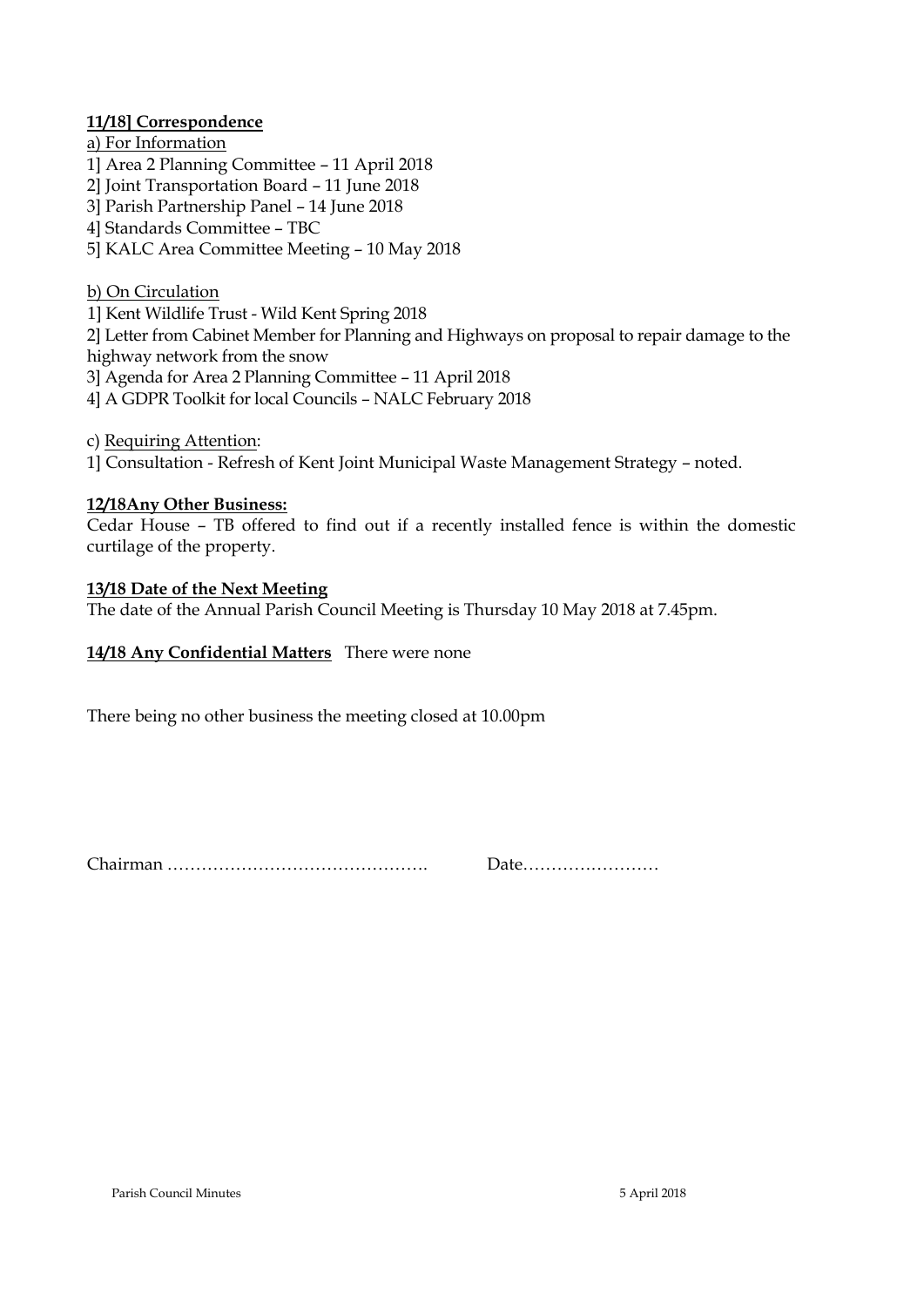**11/18] Correspondence**

a) For Information

1] Area 2 Planning Committee – 11 April 2018
2] Joint Transportation Board – 11 June 2018
3] Parish Partnership Panel – 14 June 2018
4] Standards Committee – TBC
5] KALC Area Committee Meeting – 10 May 2018

b) On Circulation

1] Kent Wildlife Trust - Wild Kent Spring 2018
2] Letter from Cabinet Member for Planning and Highways on proposal to repair damage to the highway network from the snow
3] Agenda for Area 2 Planning Committee – 11 April 2018
4] A GDPR Toolkit for local Councils – NALC February 2018

c) Requiring Attention:

1] Consultation - Refresh of Kent Joint Municipal Waste Management Strategy – noted.

**12/18Any Other Business:**

Cedar House – TB offered to find out if a recently installed fence is within the domestic curtilage of the property.

**13/18 Date of the Next Meeting**

The date of the Annual Parish Council Meeting is Thursday 10 May 2018 at 7.45pm.

**14/18 Any Confidential Matters** There were none

There being no other business the meeting closed at 10.00pm

Chairman ………………………………………. Date……………………